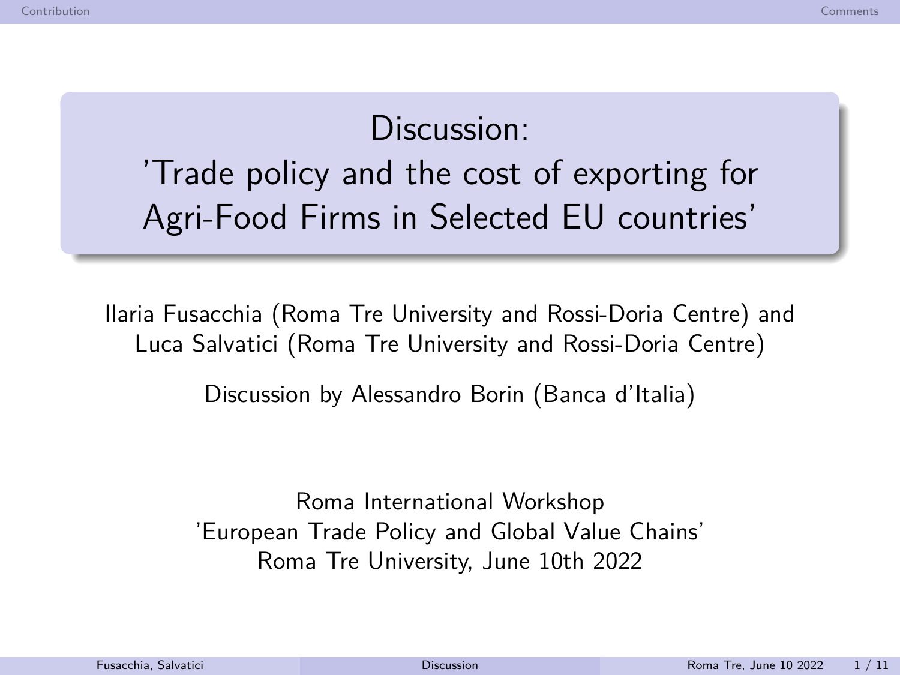# Discussion: 'Trade policy and the cost of exporting for Agri-Food Firms in Selected EU countries'

Ilaria Fusacchia (Roma Tre University and Rossi-Doria Centre) and
Luca Salvatici (Roma Tre University and Rossi-Doria Centre)

Discussion by Alessandro Borin (Banca d'Italia)

Roma International Workshop
'European Trade Policy and Global Value Chains'
Roma Tre University, June 10th 2022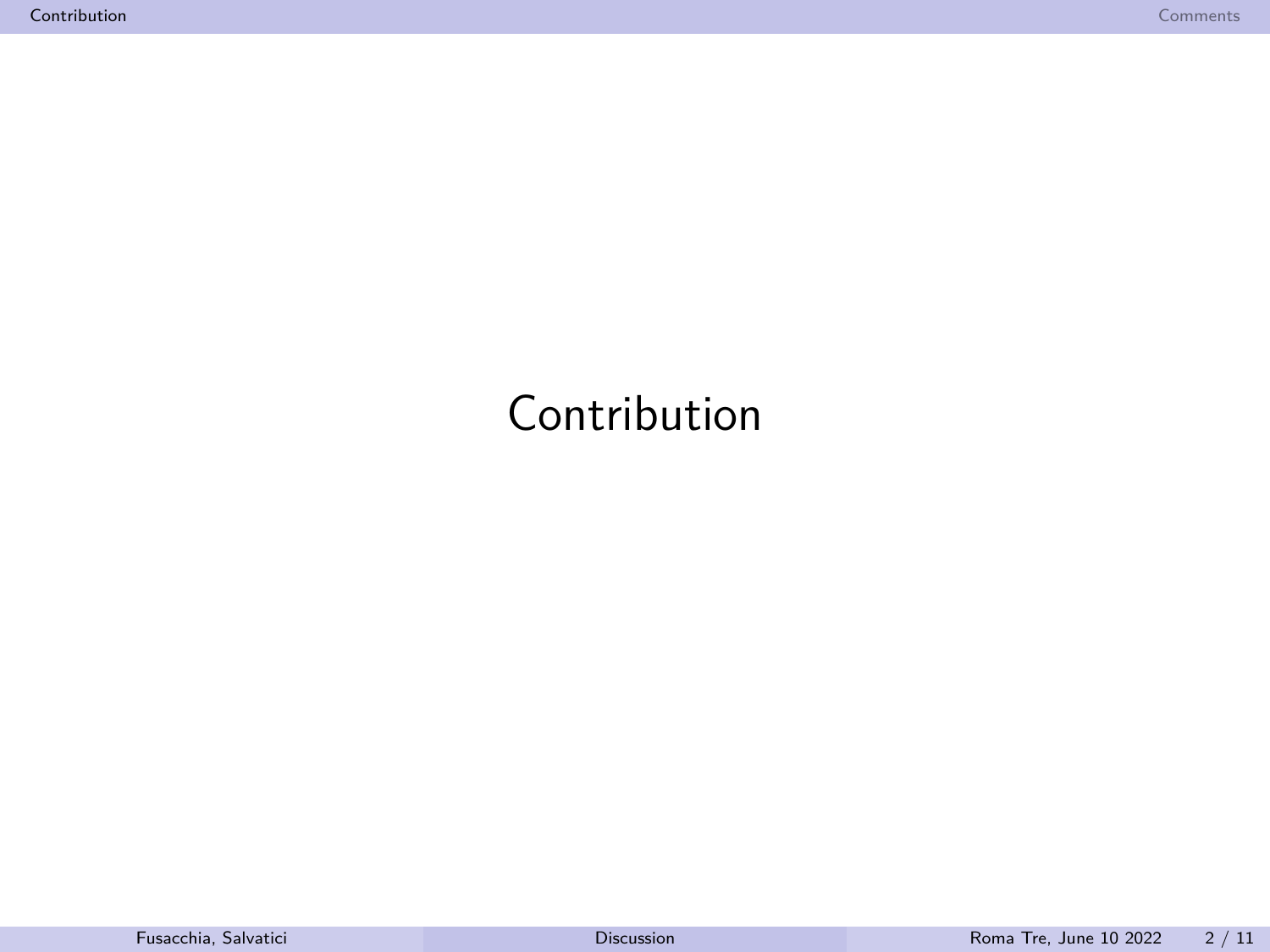# Contribution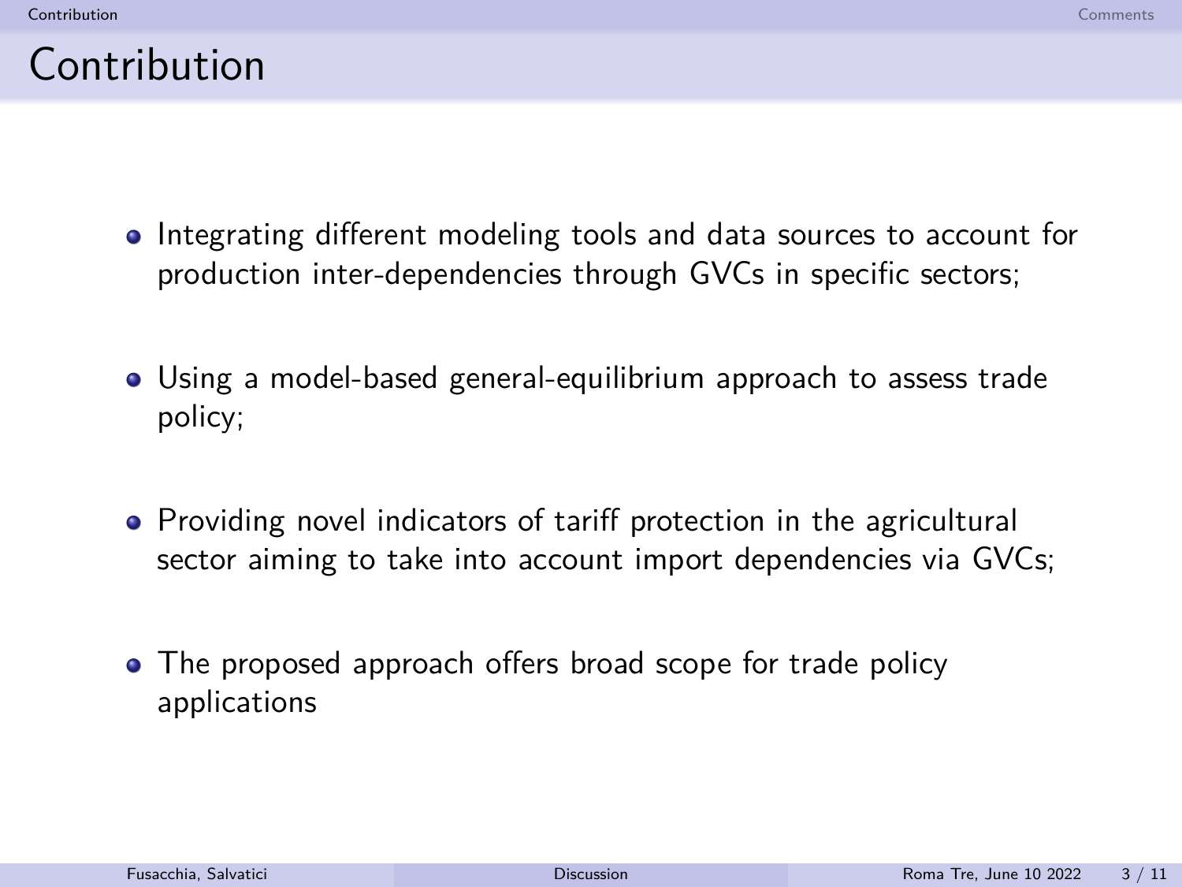# Contribution

- Integrating different modeling tools and data sources to account for production inter-dependencies through GVCs in specific sectors;
- Using a model-based general-equilibrium approach to assess trade policy;
- Providing novel indicators of tariff protection in the agricultural sector aiming to take into account import dependencies via GVCs;
- The proposed approach offers broad scope for trade policy applications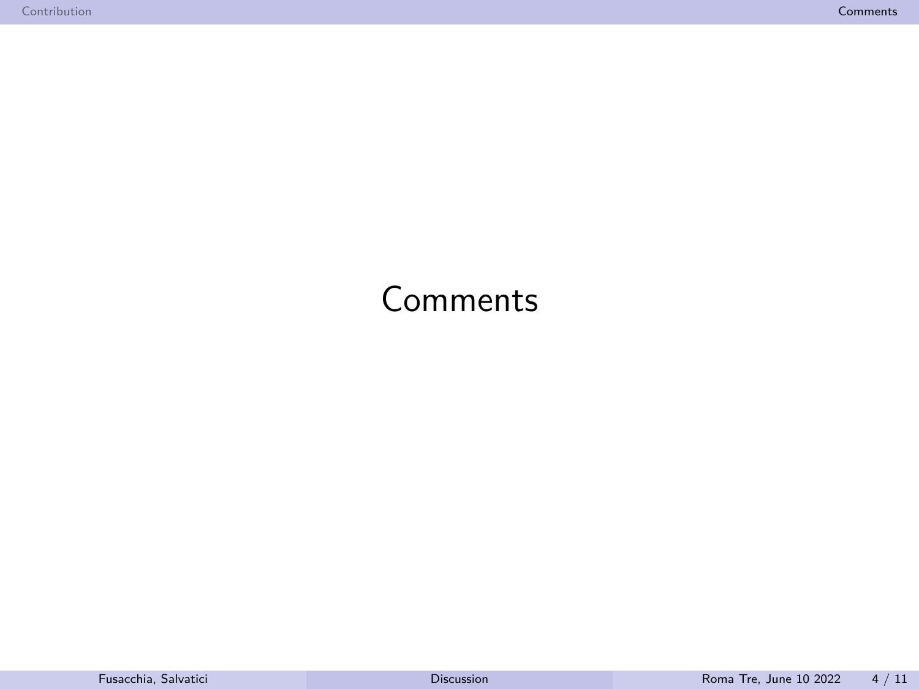# Comments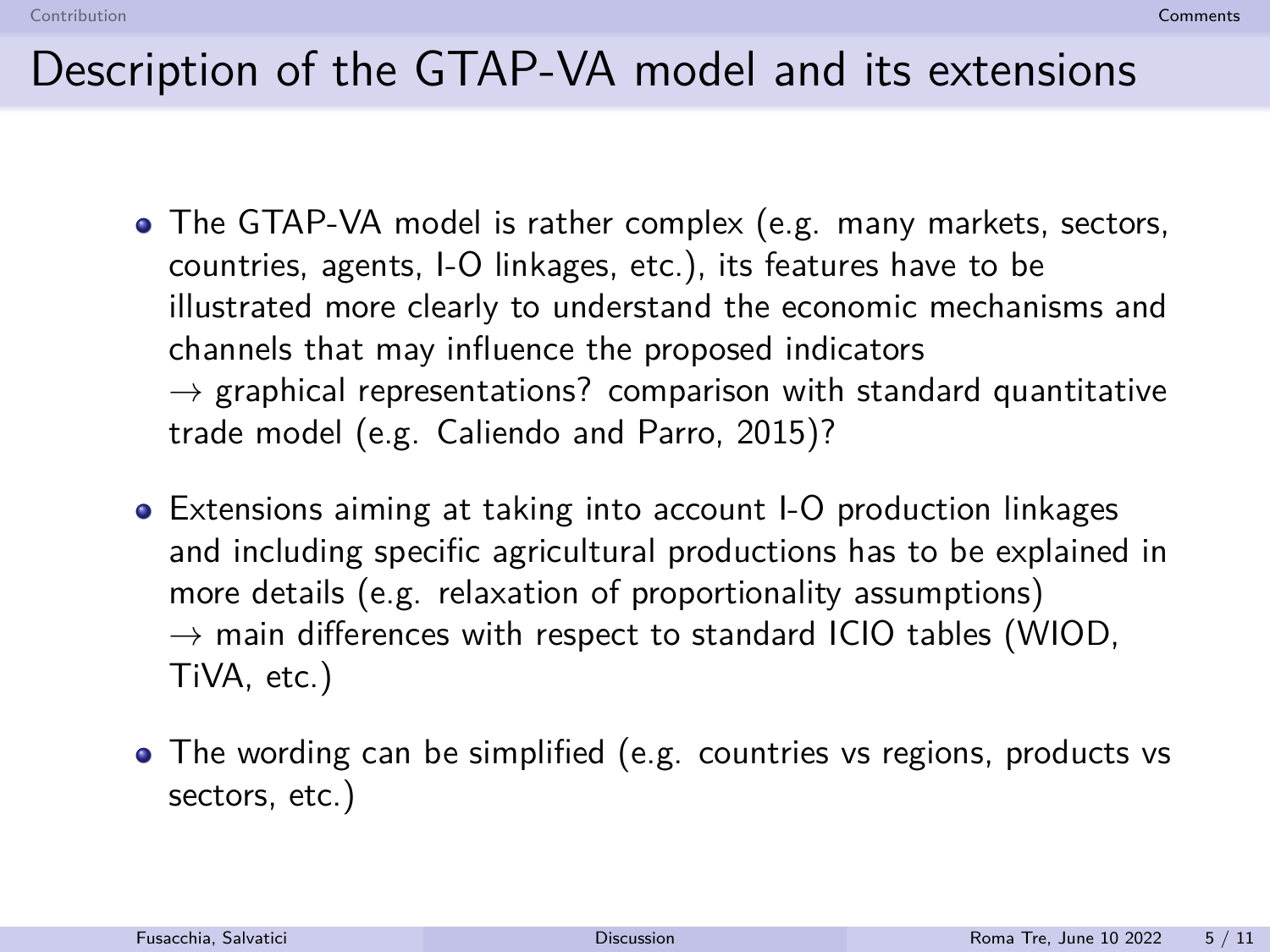# Description of the GTAP-VA model and its extensions

- The GTAP-VA model is rather complex (e.g. many markets, sectors, countries, agents, I-O linkages, etc.), its features have to be illustrated more clearly to understand the economic mechanisms and channels that may influence the proposed indicators
  $\rightarrow$ graphical representations? comparison with standard quantitative trade model (e.g. Caliendo and Parro, 2015)?

- Extensions aiming at taking into account I-O production linkages and including specific agricultural productions has to be explained in more details (e.g. relaxation of proportionality assumptions)
  $\rightarrow$ main differences with respect to standard ICIO tables (WIOD, TiVA, etc.)

- The wording can be simplified (e.g. countries vs regions, products vs sectors, etc.)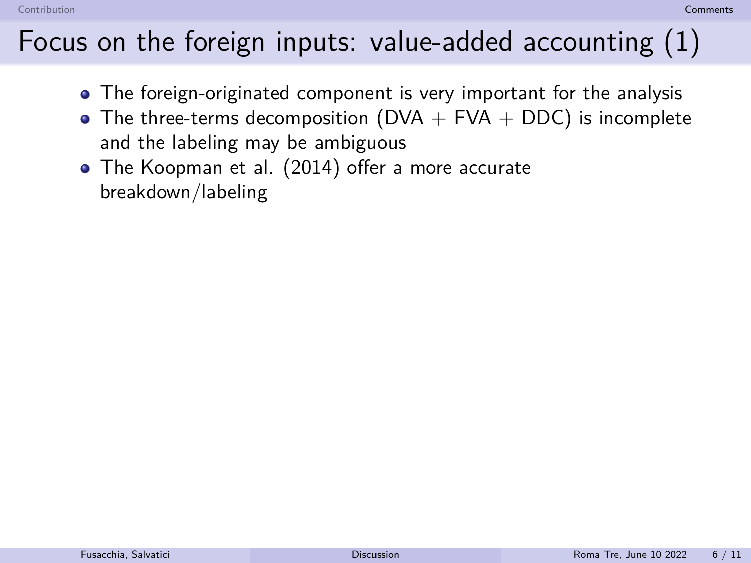# Focus on the foreign inputs: value-added accounting (1)

- The foreign-originated component is very important for the analysis
- The three-terms decomposition (DVA + FVA + DDC) is incomplete and the labeling may be ambiguous
- The Koopman et al. (2014) offer a more accurate breakdown/labeling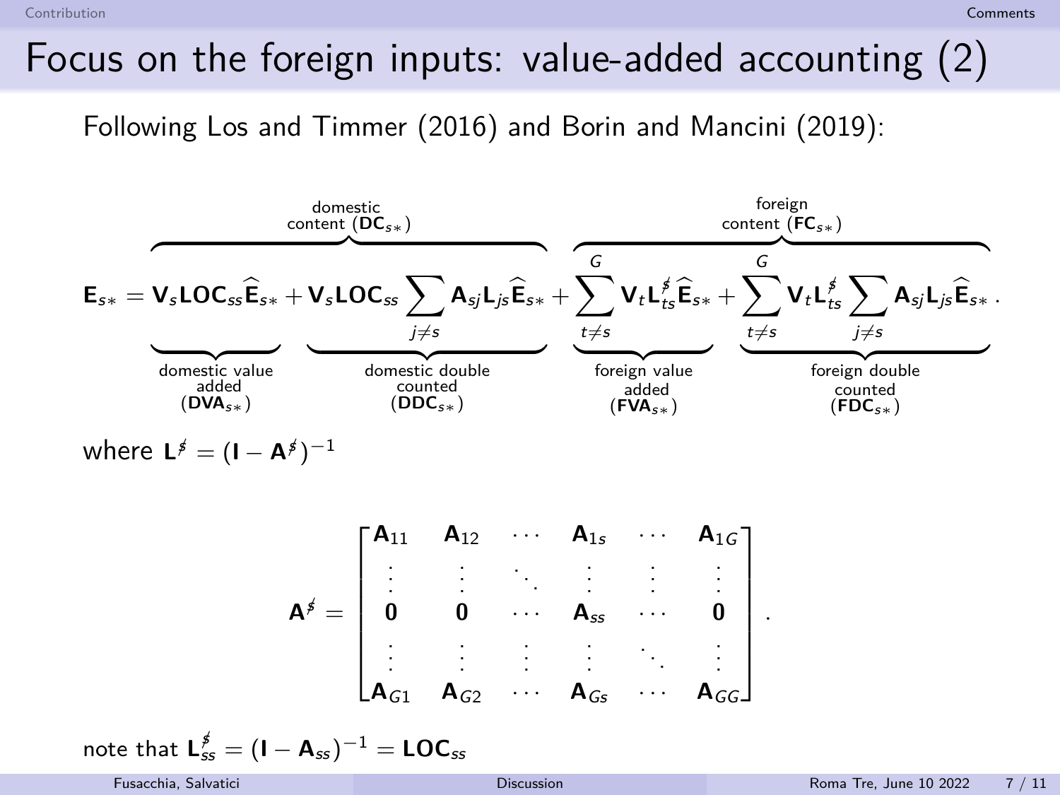# Focus on the foreign inputs: value-added accounting (2)

Following Los and Timmer (2016) and Borin and Mancini (2019):

$$
\mathbf{E}_{s*} = \overbrace{\underbrace{\mathbf{V}_s \mathbf{LOC}_{ss} \widehat{\mathbf{E}}_{s*}}_{\substack{\text{domestic value added} \\ (\mathbf{DVA}_{s*})}} + \underbrace{\mathbf{V}_s \mathbf{LOC}_{ss} \sum_{j \neq s} \mathbf{A}_{sj} \mathbf{L}_{js} \widehat{\mathbf{E}}_{s*}}_{\substack{\text{domestic double counted} \\ (\mathbf{DDC}_{s*})}}}^{\text{domestic content } (\mathbf{DC}_{s*})} + \overbrace{\underbrace{\sum_{t \neq s}^{G} \mathbf{V}_t \mathbf{L}^{\notin}_{ts} \widehat{\mathbf{E}}_{s*}}_{\substack{\text{foreign value added} \\ (\mathbf{FVA}_{s*})}} + \underbrace{\sum_{t \neq s}^{G} \mathbf{V}_t \mathbf{L}^{\notin}_{ts} \sum_{j \neq s} \mathbf{A}_{sj} \mathbf{L}_{js} \widehat{\mathbf{E}}_{s*}}_{\substack{\text{foreign double counted} \\ (\mathbf{FDC}_{s*})}}}^{\text{foreign content } (\mathbf{FC}_{s*})} .
$$

where $\mathbf{L}^{\notin} = (\mathbf{I} - \mathbf{A}^{\notin})^{-1}$

$$
\mathbf{A}^{\notin} = \begin{bmatrix}
\mathbf{A}_{11} & \mathbf{A}_{12} & \cdots & \mathbf{A}_{1s} & \cdots & \mathbf{A}_{1G} \\
\vdots & \vdots & \ddots & \vdots & \vdots & \vdots \\
\mathbf{0} & \mathbf{0} & \cdots & \mathbf{A}_{ss} & \cdots & \mathbf{0} \\
\vdots & \vdots & \vdots & \vdots & \ddots & \vdots \\
\mathbf{A}_{G1} & \mathbf{A}_{G2} & \cdots & \mathbf{A}_{Gs} & \cdots & \mathbf{A}_{GG}
\end{bmatrix} .
$$

note that $\mathbf{L}^{\notin}_{ss} = (\mathbf{I} - \mathbf{A}_{ss})^{-1} = \mathbf{LOC}_{ss}$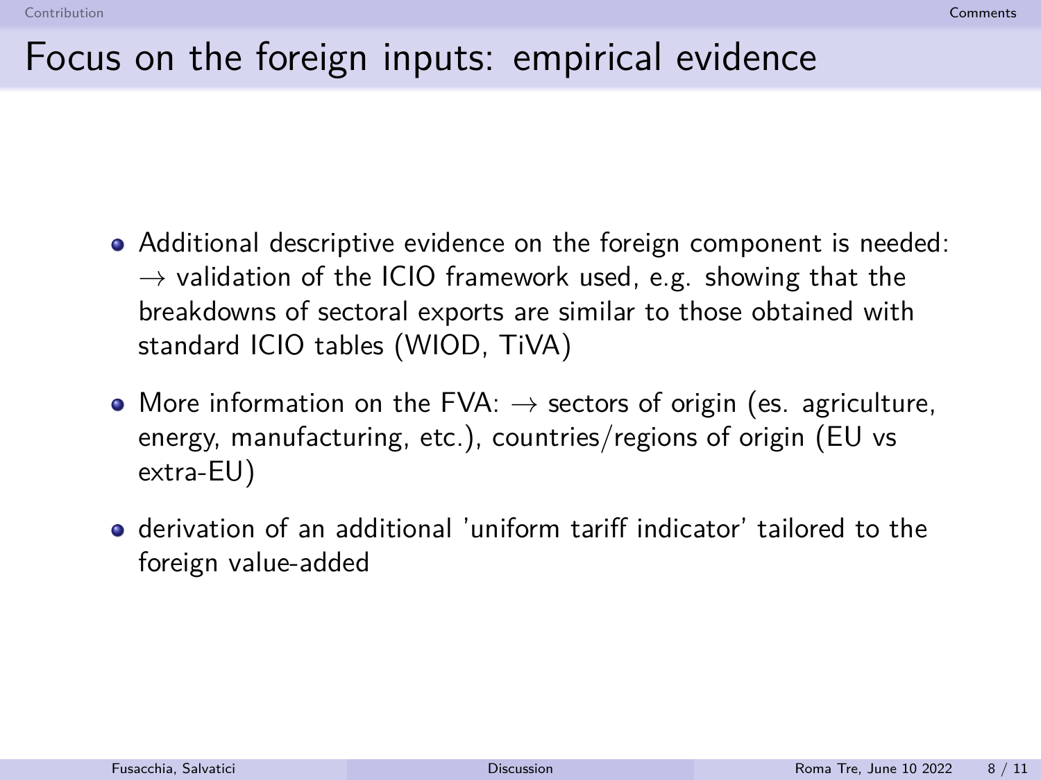# Focus on the foreign inputs: empirical evidence

- Additional descriptive evidence on the foreign component is needed: $\rightarrow$ validation of the ICIO framework used, e.g. showing that the breakdowns of sectoral exports are similar to those obtained with standard ICIO tables (WIOD, TiVA)
- More information on the FVA: $\rightarrow$ sectors of origin (es. agriculture, energy, manufacturing, etc.), countries/regions of origin (EU vs extra-EU)
- derivation of an additional 'uniform tariff indicator' tailored to the foreign value-added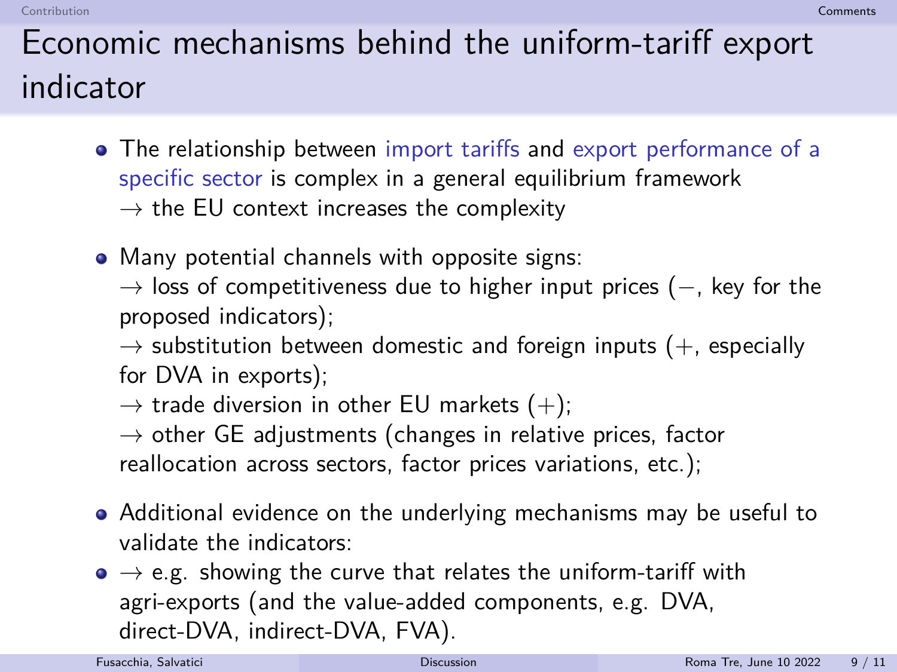# Economic mechanisms behind the uniform-tariff export indicator

- The relationship between import tariffs and export performance of a specific sector is complex in a general equilibrium framework
  → the EU context increases the complexity

- Many potential channels with opposite signs:
  → loss of competitiveness due to higher input prices (−, key for the proposed indicators);
  → substitution between domestic and foreign inputs (+, especially for DVA in exports);
  → trade diversion in other EU markets (+);
  → other GE adjustments (changes in relative prices, factor reallocation across sectors, factor prices variations, etc.);

- Additional evidence on the underlying mechanisms may be useful to validate the indicators:
- → e.g. showing the curve that relates the uniform-tariff with agri-exports (and the value-added components, e.g. DVA, direct-DVA, indirect-DVA, FVA).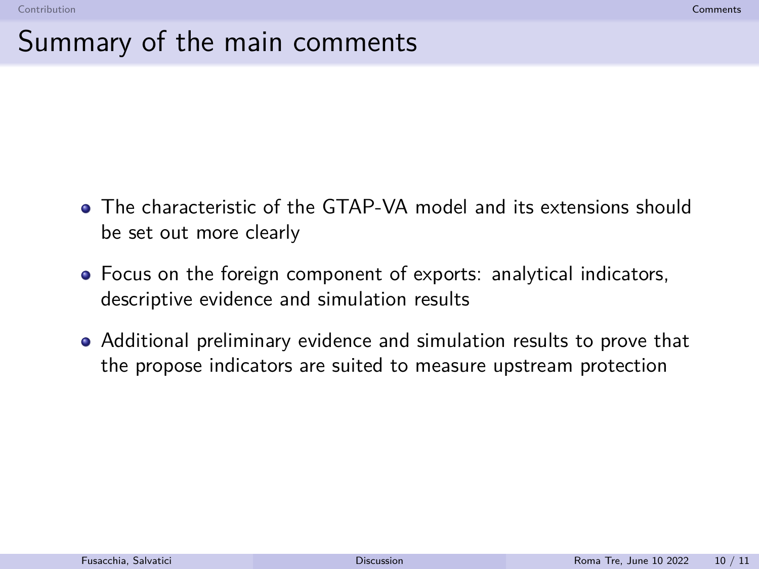# Summary of the main comments

- The characteristic of the GTAP-VA model and its extensions should be set out more clearly
- Focus on the foreign component of exports: analytical indicators, descriptive evidence and simulation results
- Additional preliminary evidence and simulation results to prove that the propose indicators are suited to measure upstream protection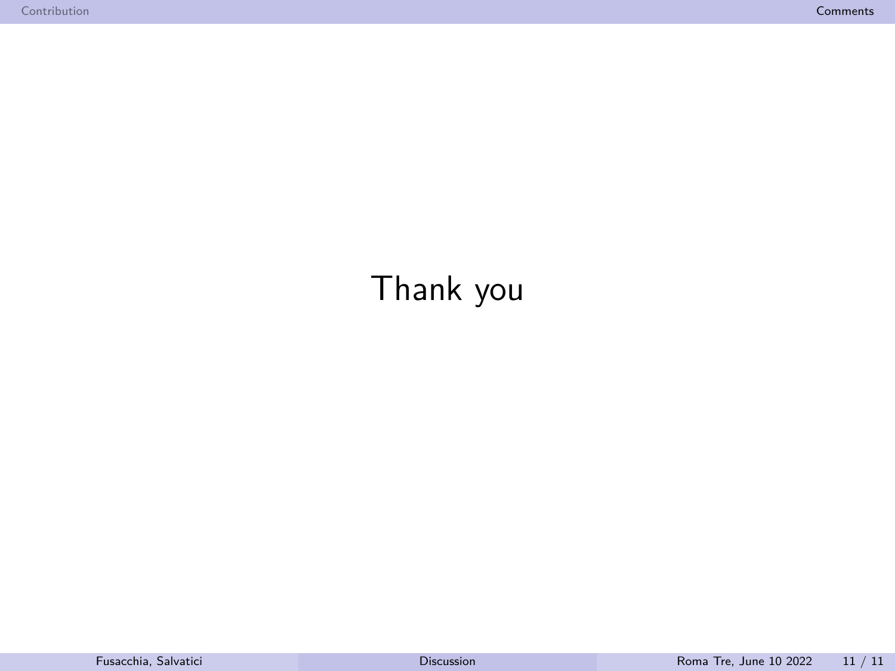Thank you